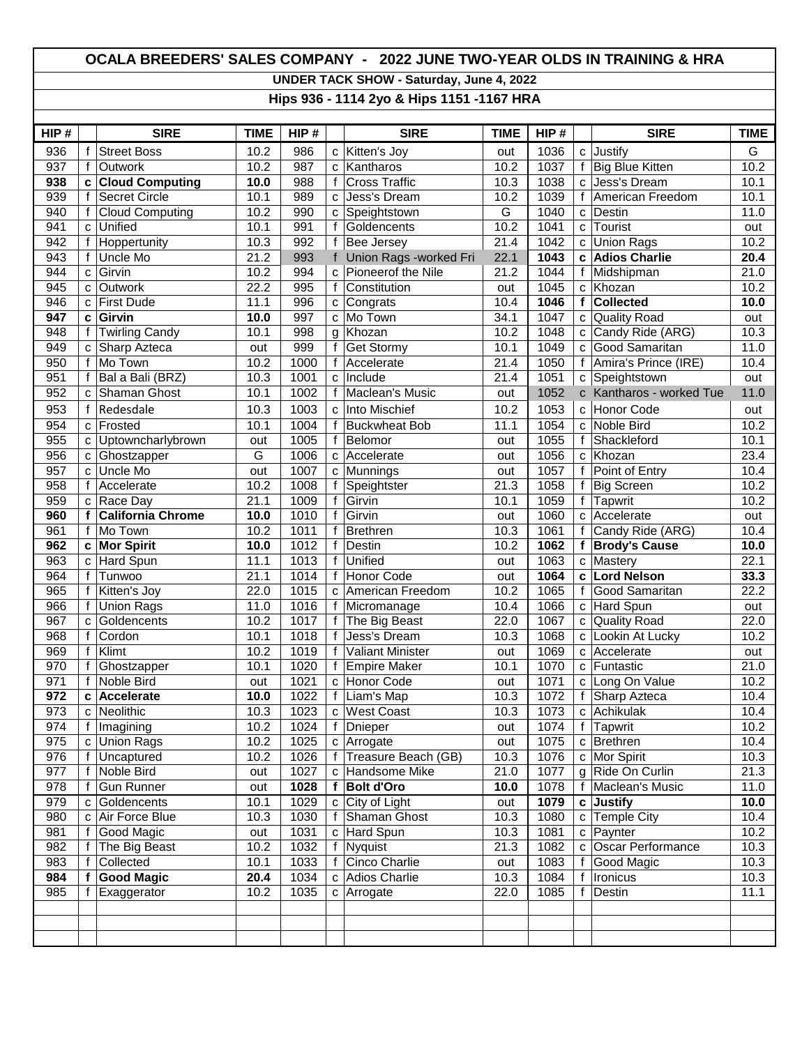# OCALA BREEDERS' SALES COMPANY - 2022 JUNE TWO-YEAR OLDS IN TRAINING & HRA

## UNDER TACK SHOW - Saturday, June 4, 2022

## Hips 936 - 1114 2yo & Hips 1151 -1167 HRA

| HIP # | | SIRE | TIME | HIP # | | SIRE | TIME | HIP # | | SIRE | TIME |
|---|---|---|---|---|---|---|---|---|---|---|---|
| 936 | f | Street Boss | 10.2 | 986 | c | Kitten's Joy | out | 1036 | c | Justify | G |
| 937 | f | Outwork | 10.2 | 987 | c | Kantharos | 10.2 | 1037 | f | Big Blue Kitten | 10.2 |
| **938** | **c** | **Cloud Computing** | **10.0** | 988 | f | Cross Traffic | 10.3 | 1038 | c | Jess's Dream | 10.1 |
| 939 | f | Secret Circle | 10.1 | 989 | c | Jess's Dream | 10.2 | 1039 | f | American Freedom | 10.1 |
| 940 | f | Cloud Computing | 10.2 | 990 | c | Speightstown | G | 1040 | c | Destin | 11.0 |
| 941 | c | Unified | 10.1 | 991 | f | Goldencents | 10.2 | 1041 | c | Tourist | out |
| 942 | f | Hoppertunity | 10.3 | 992 | f | Bee Jersey | 21.4 | 1042 | c | Union Rags | 10.2 |
| 943 | f | Uncle Mo | 21.2 | 993 | f | Union Rags -worked Fri | 22.1 | **1043** | **c** | **Adios Charlie** | **20.4** |
| 944 | c | Girvin | 10.2 | 994 | c | Pioneerof the Nile | 21.2 | 1044 | f | Midshipman | 21.0 |
| 945 | c | Outwork | 22.2 | 995 | f | Constitution | out | 1045 | c | Khozan | 10.2 |
| 946 | c | First Dude | 11.1 | 996 | c | Congrats | 10.4 | **1046** | **f** | **Collected** | **10.0** |
| **947** | **c** | **Girvin** | **10.0** | 997 | c | Mo Town | 34.1 | 1047 | c | Quality Road | out |
| 948 | f | Twirling Candy | 10.1 | 998 | g | Khozan | 10.2 | 1048 | c | Candy Ride (ARG) | 10.3 |
| 949 | c | Sharp Azteca | out | 999 | f | Get Stormy | 10.1 | 1049 | c | Good Samaritan | 11.0 |
| 950 | f | Mo Town | 10.2 | 1000 | f | Accelerate | 21.4 | 1050 | f | Amira's Prince (IRE) | 10.4 |
| 951 | f | Bal a Bali (BRZ) | 10.3 | 1001 | c | Include | 21.4 | 1051 | c | Speightstown | out |
| 952 | c | Shaman Ghost | 10.1 | 1002 | f | Maclean's Music | out | 1052 | c | Kantharos - worked Tue | 11.0 |
| 953 | f | Redesdale | 10.3 | 1003 | c | Into Mischief | 10.2 | 1053 | c | Honor Code | out |
| 954 | c | Frosted | 10.1 | 1004 | f | Buckwheat Bob | 11.1 | 1054 | c | Noble Bird | 10.2 |
| 955 | c | Uptowncharlybrown | out | 1005 | f | Belomor | out | 1055 | f | Shackleford | 10.1 |
| 956 | c | Ghostzapper | G | 1006 | c | Accelerate | out | 1056 | c | Khozan | 23.4 |
| 957 | c | Uncle Mo | out | 1007 | c | Munnings | out | 1057 | f | Point of Entry | 10.4 |
| 958 | f | Accelerate | 10.2 | 1008 | f | Speightster | 21.3 | 1058 | f | Big Screen | 10.2 |
| 959 | c | Race Day | 21.1 | 1009 | f | Girvin | 10.1 | 1059 | f | Tapwrit | 10.2 |
| **960** | **f** | **California Chrome** | **10.0** | 1010 | f | Girvin | out | 1060 | c | Accelerate | out |
| 961 | f | Mo Town | 10.2 | 1011 | f | Brethren | 10.3 | 1061 | f | Candy Ride (ARG) | 10.4 |
| **962** | **c** | **Mor Spirit** | **10.0** | 1012 | f | Destin | 10.2 | **1062** | **f** | **Brody's Cause** | **10.0** |
| 963 | c | Hard Spun | 11.1 | 1013 | f | Unified | out | 1063 | c | Mastery | 22.1 |
| 964 | f | Tunwoo | 21.1 | 1014 | f | Honor Code | out | **1064** | **c** | **Lord Nelson** | **33.3** |
| 965 | f | Kitten's Joy | 22.0 | 1015 | c | American Freedom | 10.2 | 1065 | f | Good Samaritan | 22.2 |
| 966 | f | Union Rags | 11.0 | 1016 | f | Micromanage | 10.4 | 1066 | c | Hard Spun | out |
| 967 | c | Goldencents | 10.2 | 1017 | f | The Big Beast | 22.0 | 1067 | c | Quality Road | 22.0 |
| 968 | f | Cordon | 10.1 | 1018 | f | Jess's Dream | 10.3 | 1068 | c | Lookin At Lucky | 10.2 |
| 969 | f | Klimt | 10.2 | 1019 | f | Valiant Minister | out | 1069 | c | Accelerate | out |
| 970 | f | Ghostzapper | 10.1 | 1020 | f | Empire Maker | 10.1 | 1070 | c | Funtastic | 21.0 |
| 971 | f | Noble Bird | out | 1021 | c | Honor Code | out | 1071 | c | Long On Value | 10.2 |
| **972** | **c** | **Accelerate** | **10.0** | 1022 | f | Liam's Map | 10.3 | 1072 | f | Sharp Azteca | 10.4 |
| 973 | c | Neolithic | 10.3 | 1023 | c | West Coast | 10.3 | 1073 | c | Achikulak | 10.4 |
| 974 | f | Imagining | 10.2 | 1024 | f | Dnieper | out | 1074 | f | Tapwrit | 10.2 |
| 975 | c | Union Rags | 10.2 | 1025 | c | Arrogate | out | 1075 | c | Brethren | 10.4 |
| 976 | f | Uncaptured | 10.2 | 1026 | f | Treasure Beach (GB) | 10.3 | 1076 | c | Mor Spirit | 10.3 |
| 977 | f | Noble Bird | out | 1027 | c | Handsome Mike | 21.0 | 1077 | g | Ride On Curlin | 21.3 |
| 978 | f | Gun Runner | out | **1028** | **f** | **Bolt d'Oro** | **10.0** | 1078 | f | Maclean's Music | 11.0 |
| 979 | c | Goldencents | 10.1 | 1029 | c | City of Light | out | **1079** | **c** | **Justify** | **10.0** |
| 980 | c | Air Force Blue | 10.3 | 1030 | f | Shaman Ghost | 10.3 | 1080 | c | Temple City | 10.4 |
| 981 | f | Good Magic | out | 1031 | c | Hard Spun | 10.3 | 1081 | c | Paynter | 10.2 |
| 982 | f | The Big Beast | 10.2 | 1032 | f | Nyquist | 21.3 | 1082 | c | Oscar Performance | 10.3 |
| 983 | f | Collected | 10.1 | 1033 | f | Cinco Charlie | out | 1083 | f | Good Magic | 10.3 |
| **984** | **f** | **Good Magic** | **20.4** | 1034 | c | Adios Charlie | 10.3 | 1084 | f | Ironicus | 10.3 |
| 985 | f | Exaggerator | 10.2 | 1035 | c | Arrogate | 22.0 | 1085 | f | Destin | 11.1 |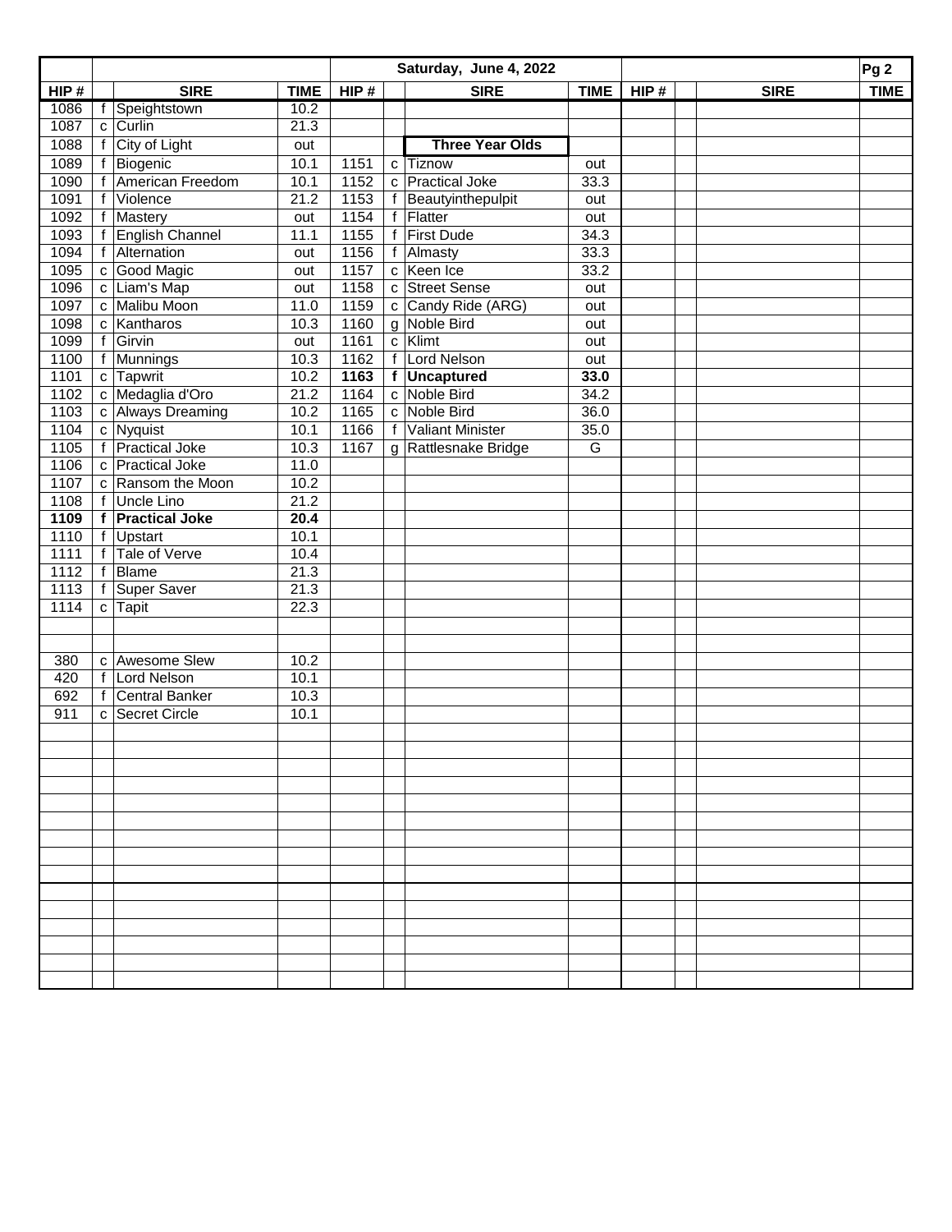| | | | | Saturday, June 4, 2022 | | | | | | Pg 2 |
|---|---|---|---|---|---|---|---|---|---|---|
| HIP # | | SIRE | TIME | HIP # | | SIRE | TIME | HIP # | | SIRE | TIME |
| 1086 | f | Speightstown | 10.2 | | | | | | | | |
| 1087 | c | Curlin | 21.3 | | | | | | | | |
| 1088 | f | City of Light | out | | | **Three Year Olds** | | | | | |
| 1089 | f | Biogenic | 10.1 | 1151 | c | Tiznow | out | | | | |
| 1090 | f | American Freedom | 10.1 | 1152 | c | Practical Joke | 33.3 | | | | |
| 1091 | f | Violence | 21.2 | 1153 | f | Beautyinthepulpit | out | | | | |
| 1092 | f | Mastery | out | 1154 | f | Flatter | out | | | | |
| 1093 | f | English Channel | 11.1 | 1155 | f | First Dude | 34.3 | | | | |
| 1094 | f | Alternation | out | 1156 | f | Almasty | 33.3 | | | | |
| 1095 | c | Good Magic | out | 1157 | c | Keen Ice | 33.2 | | | | |
| 1096 | c | Liam's Map | out | 1158 | c | Street Sense | out | | | | |
| 1097 | c | Malibu Moon | 11.0 | 1159 | c | Candy Ride (ARG) | out | | | | |
| 1098 | c | Kantharos | 10.3 | 1160 | g | Noble Bird | out | | | | |
| 1099 | f | Girvin | out | 1161 | c | Klimt | out | | | | |
| 1100 | f | Munnings | 10.3 | 1162 | f | Lord Nelson | out | | | | |
| 1101 | c | Tapwrit | 10.2 | **1163** | **f** | **Uncaptured** | **33.0** | | | | |
| 1102 | c | Medaglia d'Oro | 21.2 | 1164 | c | Noble Bird | 34.2 | | | | |
| 1103 | c | Always Dreaming | 10.2 | 1165 | c | Noble Bird | 36.0 | | | | |
| 1104 | c | Nyquist | 10.1 | 1166 | f | Valiant Minister | 35.0 | | | | |
| 1105 | f | Practical Joke | 10.3 | 1167 | g | Rattlesnake Bridge | G | | | | |
| 1106 | c | Practical Joke | 11.0 | | | | | | | | |
| 1107 | c | Ransom the Moon | 10.2 | | | | | | | | |
| 1108 | f | Uncle Lino | 21.2 | | | | | | | | |
| **1109** | **f** | **Practical Joke** | **20.4** | | | | | | | | |
| 1110 | f | Upstart | 10.1 | | | | | | | | |
| 1111 | f | Tale of Verve | 10.4 | | | | | | | | |
| 1112 | f | Blame | 21.3 | | | | | | | | |
| 1113 | f | Super Saver | 21.3 | | | | | | | | |
| 1114 | c | Tapit | 22.3 | | | | | | | | |
| | | | | | | | | | | | |
| | | | | | | | | | | | |
| 380 | c | Awesome Slew | 10.2 | | | | | | | | |
| 420 | f | Lord Nelson | 10.1 | | | | | | | | |
| 692 | f | Central Banker | 10.3 | | | | | | | | |
| 911 | c | Secret Circle | 10.1 | | | | | | | | |